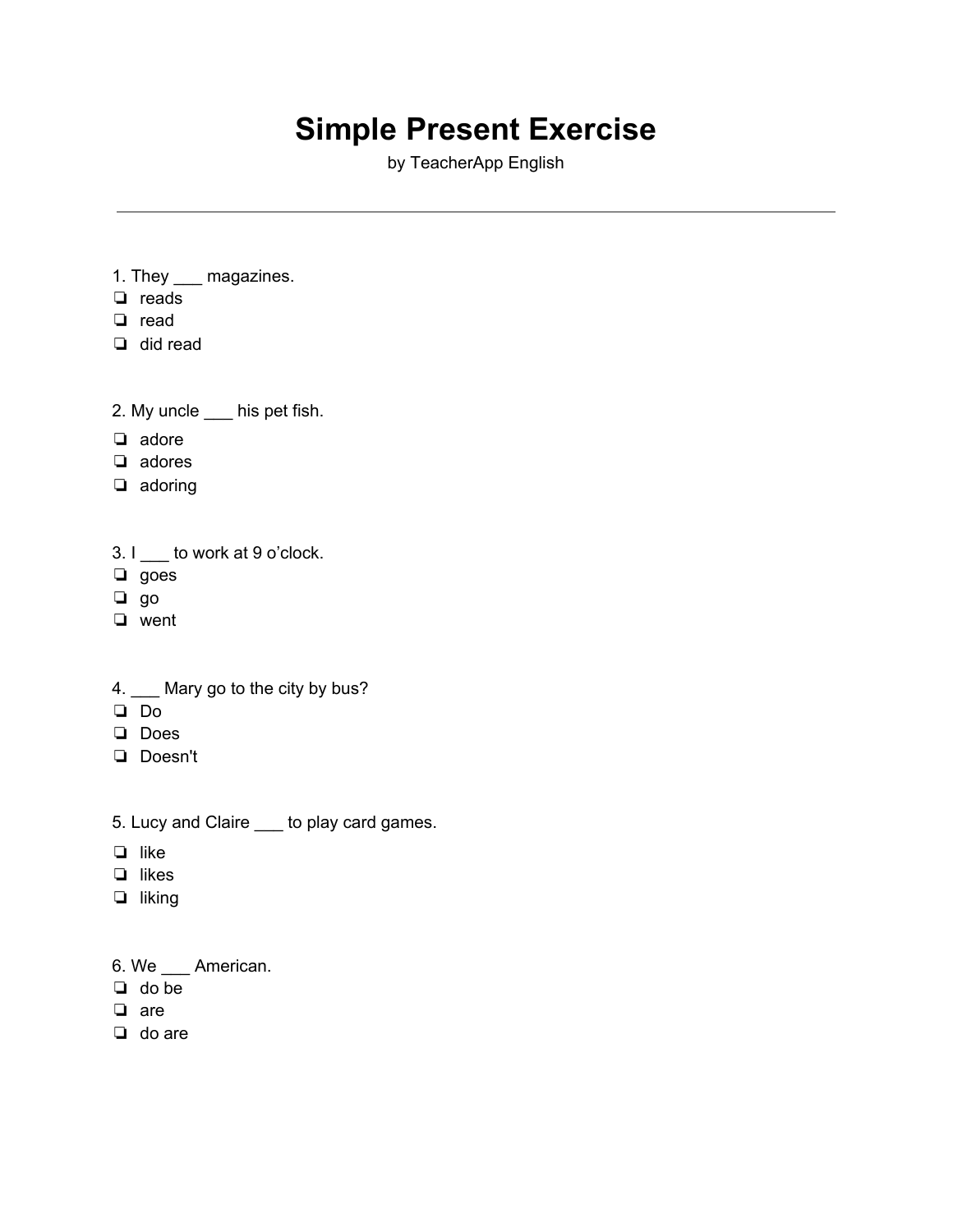# Simple Present Exercise

by TeacherApp English

---

1. They ___ magazines.

- ❏ reads
- ❏ read
- ❏ did read

2. My uncle ___ his pet fish.

- ❏ adore
- ❏ adores
- ❏ adoring

3. I ___ to work at 9 o'clock.

- ❏ goes
- ❏ go
- ❏ went

4. ___ Mary go to the city by bus?

- ❏ Do
- ❏ Does
- ❏ Doesn't

5. Lucy and Claire ___ to play card games.

- ❏ like
- ❏ likes
- ❏ liking

6. We ___ American.

- ❏ do be
- ❏ are
- ❏ do are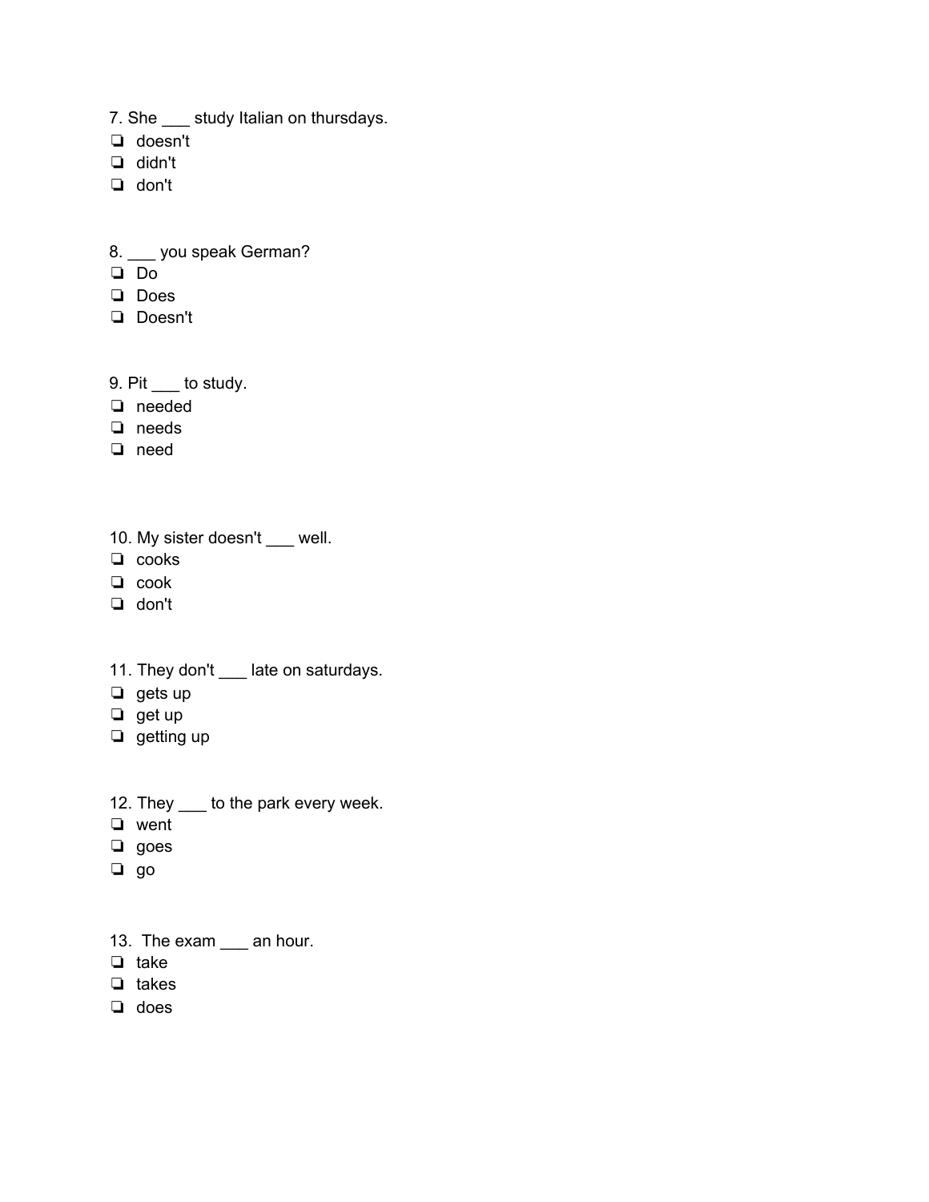7. She ___ study Italian on thursdays.

- ❏ doesn't
- ❏ didn't
- ❏ don't

8. ___ you speak German?

- ❏ Do
- ❏ Does
- ❏ Doesn't

9. Pit ___ to study.

- ❏ needed
- ❏ needs
- ❏ need

10. My sister doesn't ___ well.

- ❏ cooks
- ❏ cook
- ❏ don't

11. They don't ___ late on saturdays.

- ❏ gets up
- ❏ get up
- ❏ getting up

12. They ___ to the park every week.

- ❏ went
- ❏ goes
- ❏ go

13. The exam ___ an hour.

- ❏ take
- ❏ takes
- ❏ does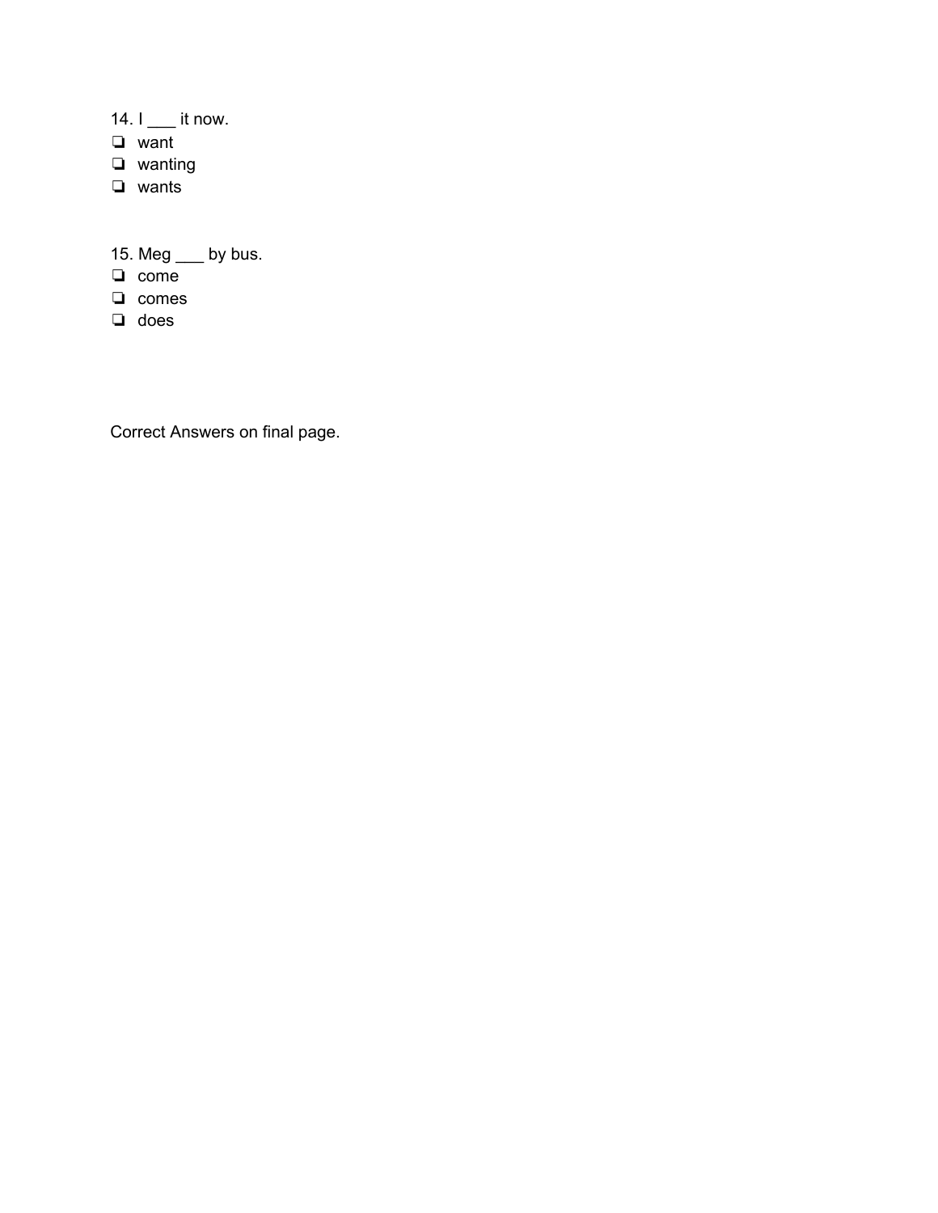14. I ___ it now.

- ❏ want
- ❏ wanting
- ❏ wants

15. Meg ___ by bus.

- ❏ come
- ❏ comes
- ❏ does

Correct Answers on final page.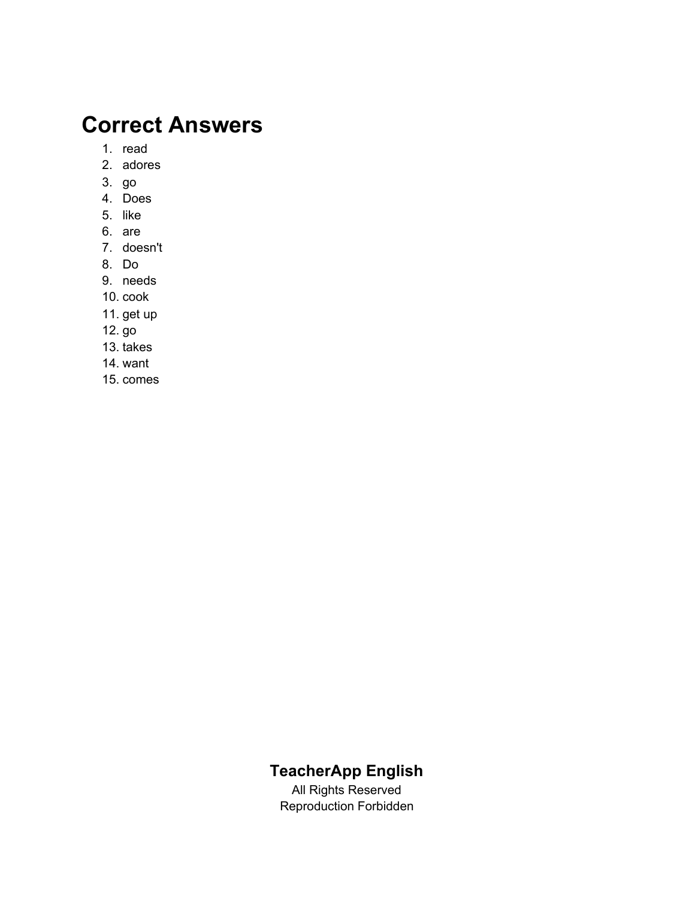# Correct Answers

1. read
2. adores
3. go
4. Does
5. like
6. are
7. doesn't
8. Do
9. needs
10. cook
11. get up
12. go
13. takes
14. want
15. comes

**TeacherApp English**

All Rights Reserved

Reproduction Forbidden